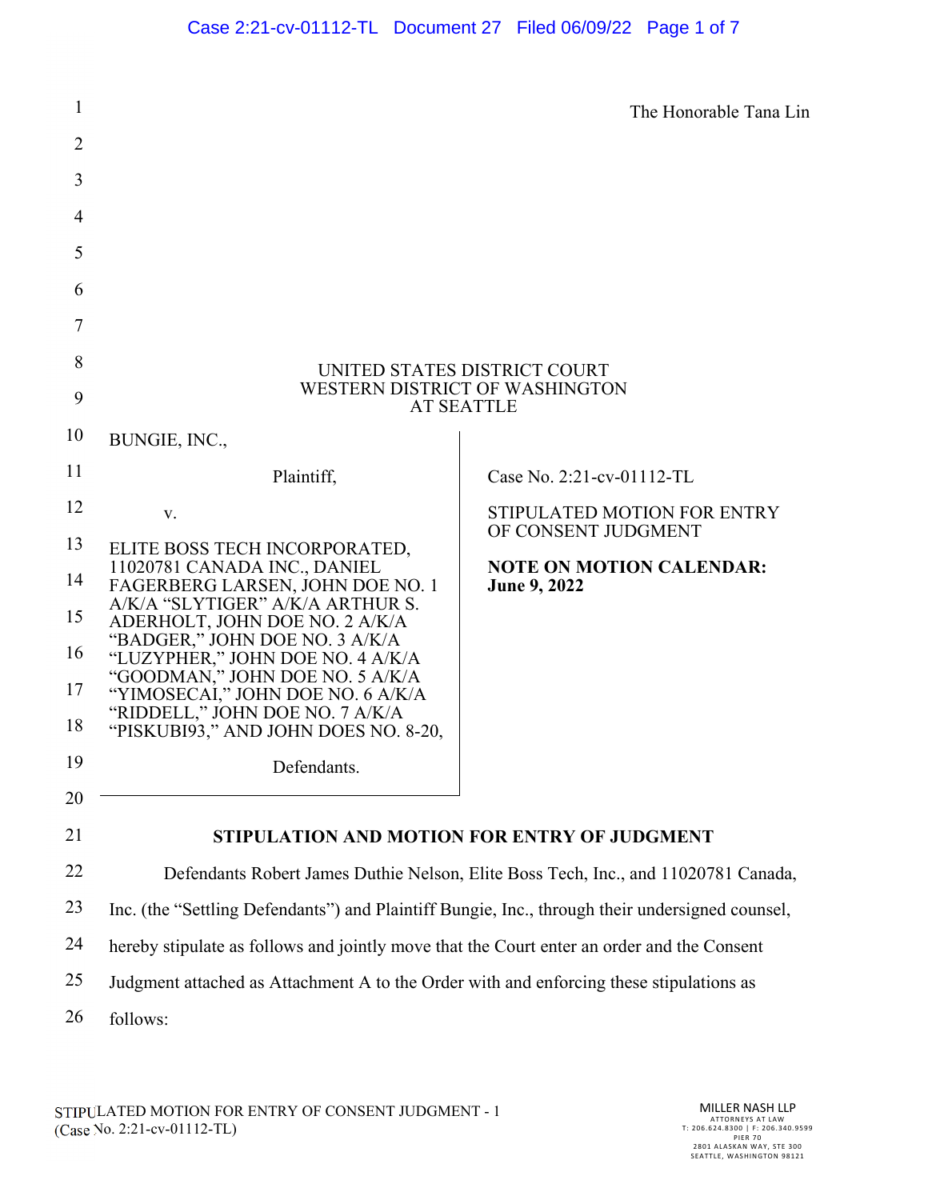The Honorable Tana Lin

UNITED STATES DISTRICT COURT
WESTERN DISTRICT OF WASHINGTON
AT SEATTLE

| | |
|---|---|
| BUNGIE, INC.,<br><br>Plaintiff,<br><br>v.<br><br>ELITE BOSS TECH INCORPORATED, 11020781 CANADA INC., DANIEL FAGERBERG LARSEN, JOHN DOE NO. 1 A/K/A "SLYTIGER" A/K/A ARTHUR S. ADERHOLT, JOHN DOE NO. 2 A/K/A "BADGER," JOHN DOE NO. 3 A/K/A "LUZYPHER," JOHN DOE NO. 4 A/K/A "GOODMAN," JOHN DOE NO. 5 A/K/A "YIMOSECAI," JOHN DOE NO. 6 A/K/A "RIDDELL," JOHN DOE NO. 7 A/K/A "PISKUBI93," AND JOHN DOES NO. 8-20,<br><br>Defendants. | Case No. 2:21-cv-01112-TL<br><br>STIPULATED MOTION FOR ENTRY OF CONSENT JUDGMENT<br><br>**NOTE ON MOTION CALENDAR: June 9, 2022** |

## STIPULATION AND MOTION FOR ENTRY OF JUDGMENT

Defendants Robert James Duthie Nelson, Elite Boss Tech, Inc., and 11020781 Canada, Inc. (the "Settling Defendants") and Plaintiff Bungie, Inc., through their undersigned counsel, hereby stipulate as follows and jointly move that the Court enter an order and the Consent Judgment attached as Attachment A to the Order with and enforcing these stipulations as follows: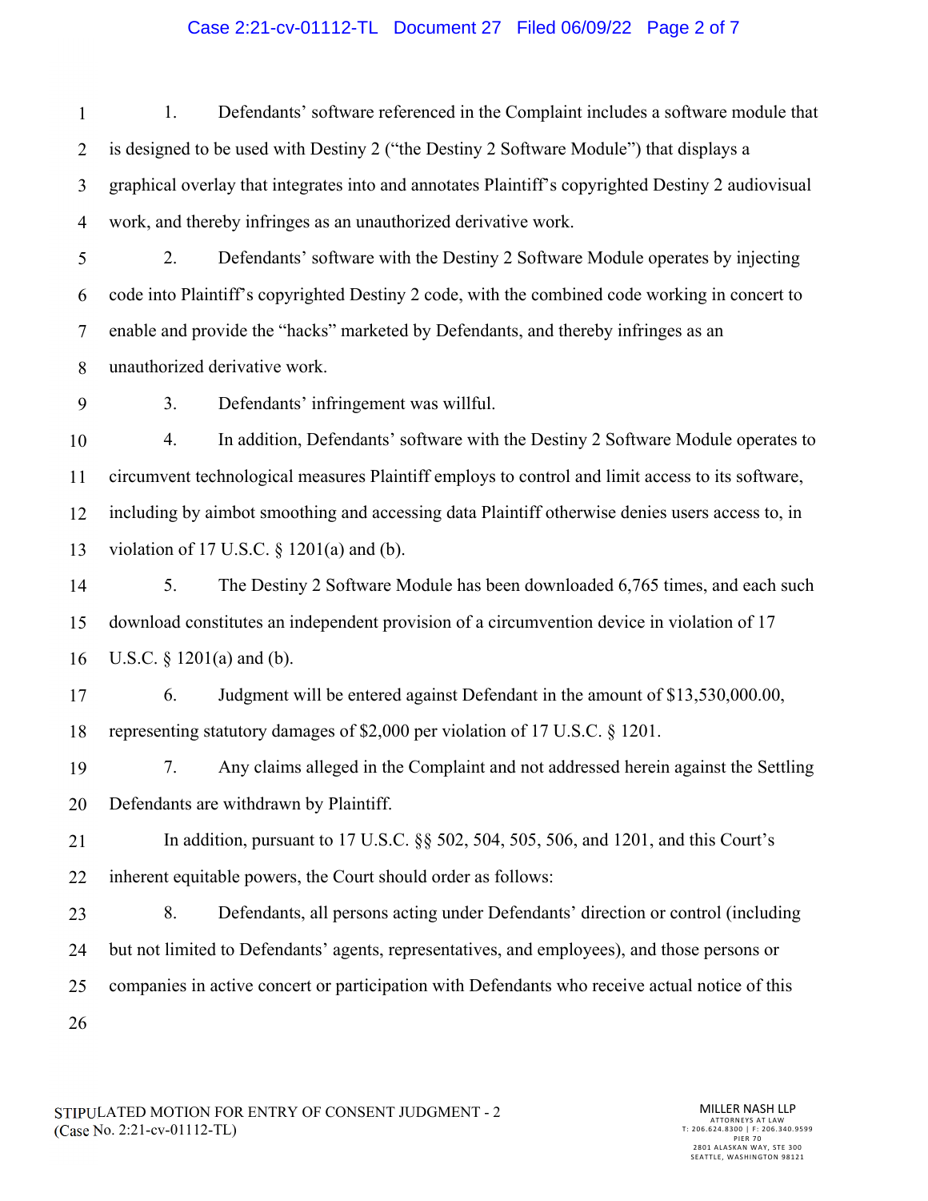1. Defendants' software referenced in the Complaint includes a software module that is designed to be used with Destiny 2 ("the Destiny 2 Software Module") that displays a graphical overlay that integrates into and annotates Plaintiff's copyrighted Destiny 2 audiovisual work, and thereby infringes as an unauthorized derivative work.

2. Defendants' software with the Destiny 2 Software Module operates by injecting code into Plaintiff's copyrighted Destiny 2 code, with the combined code working in concert to enable and provide the "hacks" marketed by Defendants, and thereby infringes as an unauthorized derivative work.

3. Defendants' infringement was willful.

4. In addition, Defendants' software with the Destiny 2 Software Module operates to circumvent technological measures Plaintiff employs to control and limit access to its software, including by aimbot smoothing and accessing data Plaintiff otherwise denies users access to, in violation of 17 U.S.C. § 1201(a) and (b).

5. The Destiny 2 Software Module has been downloaded 6,765 times, and each such download constitutes an independent provision of a circumvention device in violation of 17 U.S.C. § 1201(a) and (b).

6. Judgment will be entered against Defendant in the amount of $13,530,000.00, representing statutory damages of $2,000 per violation of 17 U.S.C. § 1201.

7. Any claims alleged in the Complaint and not addressed herein against the Settling Defendants are withdrawn by Plaintiff.

In addition, pursuant to 17 U.S.C. §§ 502, 504, 505, 506, and 1201, and this Court's inherent equitable powers, the Court should order as follows:

8. Defendants, all persons acting under Defendants' direction or control (including but not limited to Defendants' agents, representatives, and employees), and those persons or companies in active concert or participation with Defendants who receive actual notice of this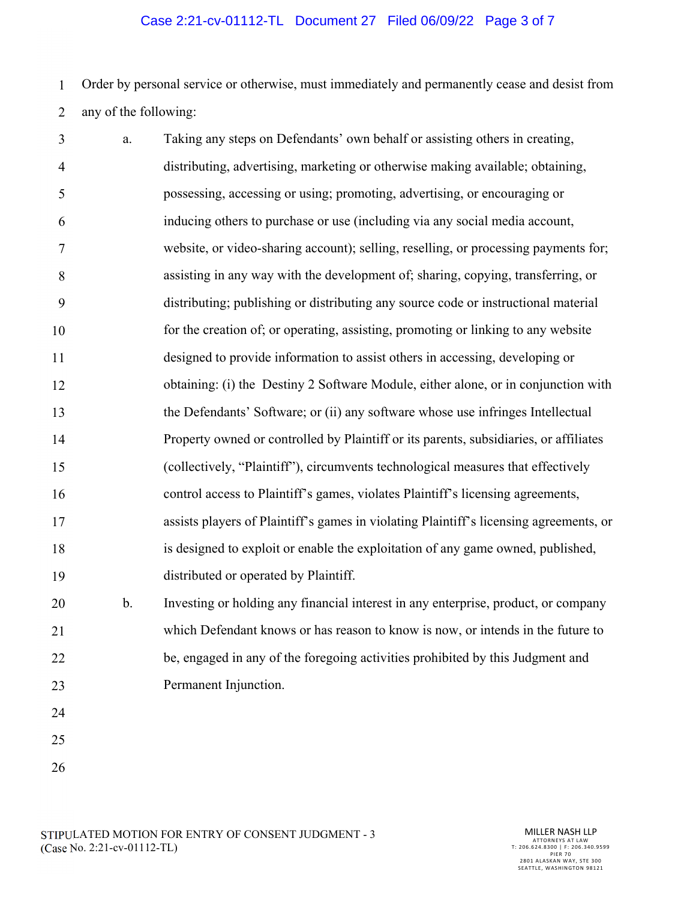Order by personal service or otherwise, must immediately and permanently cease and desist from any of the following:

a. Taking any steps on Defendants' own behalf or assisting others in creating, distributing, advertising, marketing or otherwise making available; obtaining, possessing, accessing or using; promoting, advertising, or encouraging or inducing others to purchase or use (including via any social media account, website, or video-sharing account); selling, reselling, or processing payments for; assisting in any way with the development of; sharing, copying, transferring, or distributing; publishing or distributing any source code or instructional material for the creation of; or operating, assisting, promoting or linking to any website designed to provide information to assist others in accessing, developing or obtaining: (i) the Destiny 2 Software Module, either alone, or in conjunction with the Defendants' Software; or (ii) any software whose use infringes Intellectual Property owned or controlled by Plaintiff or its parents, subsidiaries, or affiliates (collectively, "Plaintiff"), circumvents technological measures that effectively control access to Plaintiff's games, violates Plaintiff's licensing agreements, assists players of Plaintiff's games in violating Plaintiff's licensing agreements, or is designed to exploit or enable the exploitation of any game owned, published, distributed or operated by Plaintiff.

b. Investing or holding any financial interest in any enterprise, product, or company which Defendant knows or has reason to know is now, or intends in the future to be, engaged in any of the foregoing activities prohibited by this Judgment and Permanent Injunction.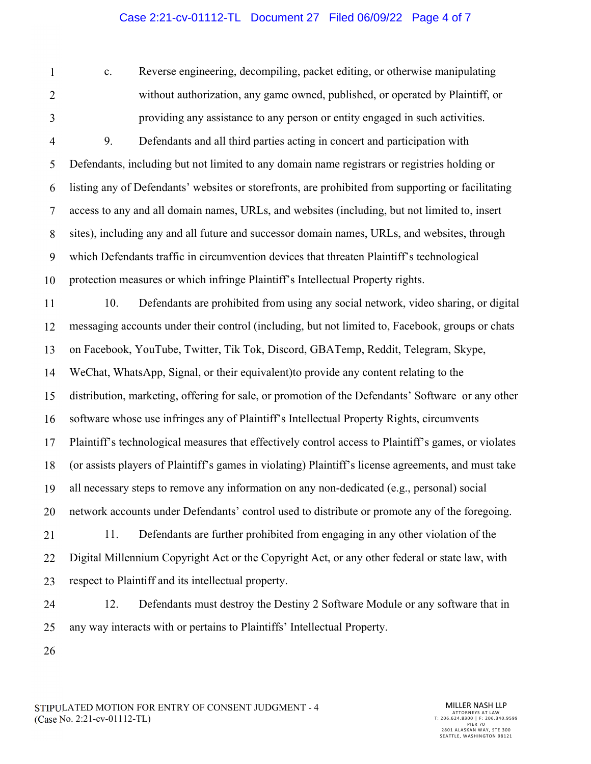c. Reverse engineering, decompiling, packet editing, or otherwise manipulating without authorization, any game owned, published, or operated by Plaintiff, or providing any assistance to any person or entity engaged in such activities.

9. Defendants and all third parties acting in concert and participation with Defendants, including but not limited to any domain name registrars or registries holding or listing any of Defendants' websites or storefronts, are prohibited from supporting or facilitating access to any and all domain names, URLs, and websites (including, but not limited to, insert sites), including any and all future and successor domain names, URLs, and websites, through which Defendants traffic in circumvention devices that threaten Plaintiff's technological protection measures or which infringe Plaintiff's Intellectual Property rights.

10. Defendants are prohibited from using any social network, video sharing, or digital messaging accounts under their control (including, but not limited to, Facebook, groups or chats on Facebook, YouTube, Twitter, Tik Tok, Discord, GBATemp, Reddit, Telegram, Skype, WeChat, WhatsApp, Signal, or their equivalent)to provide any content relating to the distribution, marketing, offering for sale, or promotion of the Defendants' Software or any other software whose use infringes any of Plaintiff's Intellectual Property Rights, circumvents Plaintiff's technological measures that effectively control access to Plaintiff's games, or violates (or assists players of Plaintiff's games in violating) Plaintiff's license agreements, and must take all necessary steps to remove any information on any non-dedicated (e.g., personal) social network accounts under Defendants' control used to distribute or promote any of the foregoing.

11. Defendants are further prohibited from engaging in any other violation of the Digital Millennium Copyright Act or the Copyright Act, or any other federal or state law, with respect to Plaintiff and its intellectual property.

12. Defendants must destroy the Destiny 2 Software Module or any software that in any way interacts with or pertains to Plaintiffs' Intellectual Property.

STIPULATED MOTION FOR ENTRY OF CONSENT JUDGMENT - 4
(Case No. 2:21-cv-01112-TL)

MILLER NASH LLP
ATTORNEYS AT LAW
T: 206.624.8300 | F: 206.340.9599
PIER 70
2801 ALASKAN WAY, STE 300
SEATTLE, WASHINGTON 98121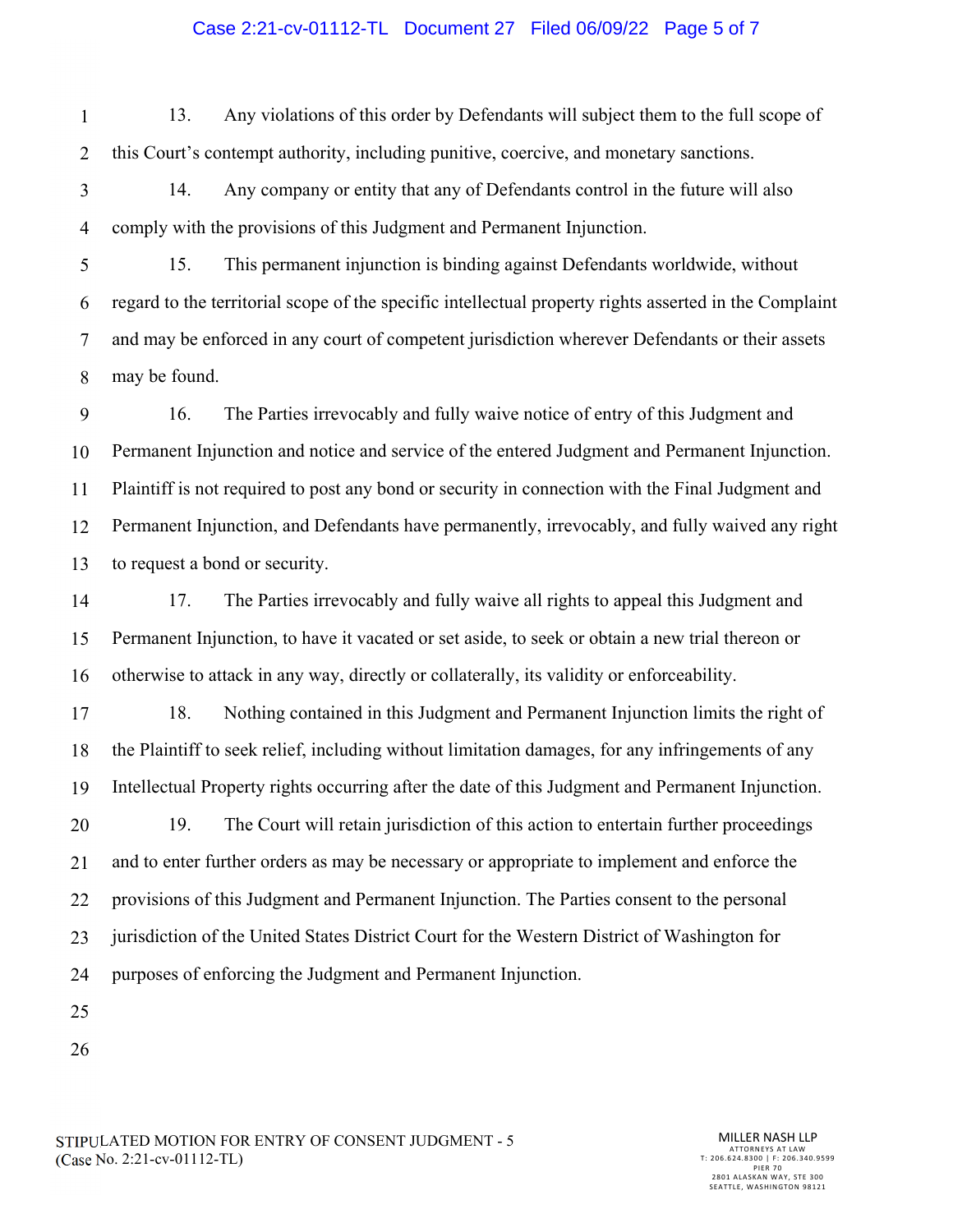13. Any violations of this order by Defendants will subject them to the full scope of this Court's contempt authority, including punitive, coercive, and monetary sanctions.

14. Any company or entity that any of Defendants control in the future will also comply with the provisions of this Judgment and Permanent Injunction.

15. This permanent injunction is binding against Defendants worldwide, without regard to the territorial scope of the specific intellectual property rights asserted in the Complaint and may be enforced in any court of competent jurisdiction wherever Defendants or their assets may be found.

16. The Parties irrevocably and fully waive notice of entry of this Judgment and Permanent Injunction and notice and service of the entered Judgment and Permanent Injunction. Plaintiff is not required to post any bond or security in connection with the Final Judgment and Permanent Injunction, and Defendants have permanently, irrevocably, and fully waived any right to request a bond or security.

17. The Parties irrevocably and fully waive all rights to appeal this Judgment and Permanent Injunction, to have it vacated or set aside, to seek or obtain a new trial thereon or otherwise to attack in any way, directly or collaterally, its validity or enforceability.

18. Nothing contained in this Judgment and Permanent Injunction limits the right of the Plaintiff to seek relief, including without limitation damages, for any infringements of any Intellectual Property rights occurring after the date of this Judgment and Permanent Injunction.

19. The Court will retain jurisdiction of this action to entertain further proceedings and to enter further orders as may be necessary or appropriate to implement and enforce the provisions of this Judgment and Permanent Injunction. The Parties consent to the personal jurisdiction of the United States District Court for the Western District of Washington for purposes of enforcing the Judgment and Permanent Injunction.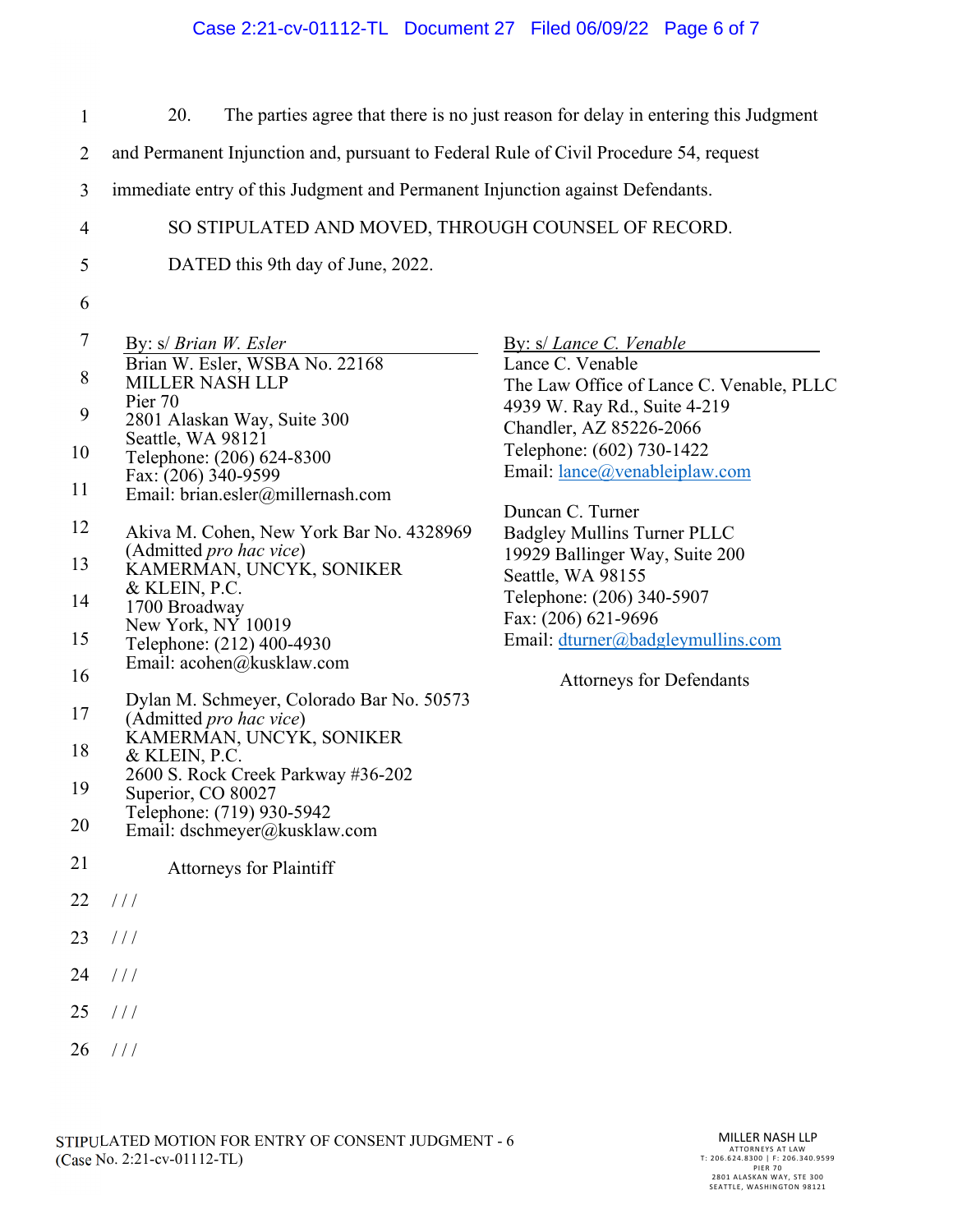20. The parties agree that there is no just reason for delay in entering this Judgment and Permanent Injunction and, pursuant to Federal Rule of Civil Procedure 54, request immediate entry of this Judgment and Permanent Injunction against Defendants.

SO STIPULATED AND MOVED, THROUGH COUNSEL OF RECORD.

DATED this 9th day of June, 2022.

By: s/ *Brian W. Esler*
Brian W. Esler, WSBA No. 22168
MILLER NASH LLP
Pier 70
2801 Alaskan Way, Suite 300
Seattle, WA 98121
Telephone: (206) 624-8300
Fax: (206) 340-9599
Email: brian.esler@millernash.com

Akiva M. Cohen, New York Bar No. 4328969
(Admitted *pro hac vice*)
KAMERMAN, UNCYK, SONIKER & KLEIN, P.C.
1700 Broadway
New York, NY 10019
Telephone: (212) 400-4930
Email: acohen@kusklaw.com

Dylan M. Schmeyer, Colorado Bar No. 50573
(Admitted *pro hac vice*)
KAMERMAN, UNCYK, SONIKER & KLEIN, P.C.
2600 S. Rock Creek Parkway #36-202
Superior, CO 80027
Telephone: (719) 930-5942
Email: dschmeyer@kusklaw.com

Attorneys for Plaintiff

By: s/ *Lance C. Venable*
Lance C. Venable
The Law Office of Lance C. Venable, PLLC
4939 W. Ray Rd., Suite 4-219
Chandler, AZ 85226-2066
Telephone: (602) 730-1422
Email: lance@venableiplaw.com

Duncan C. Turner
Badgley Mullins Turner PLLC
19929 Ballinger Way, Suite 200
Seattle, WA 98155
Telephone: (206) 340-5907
Fax: (206) 621-9696
Email: dturner@badgleymullins.com

Attorneys for Defendants

/ / /

/ / /

/ / /

/ / /

/ / /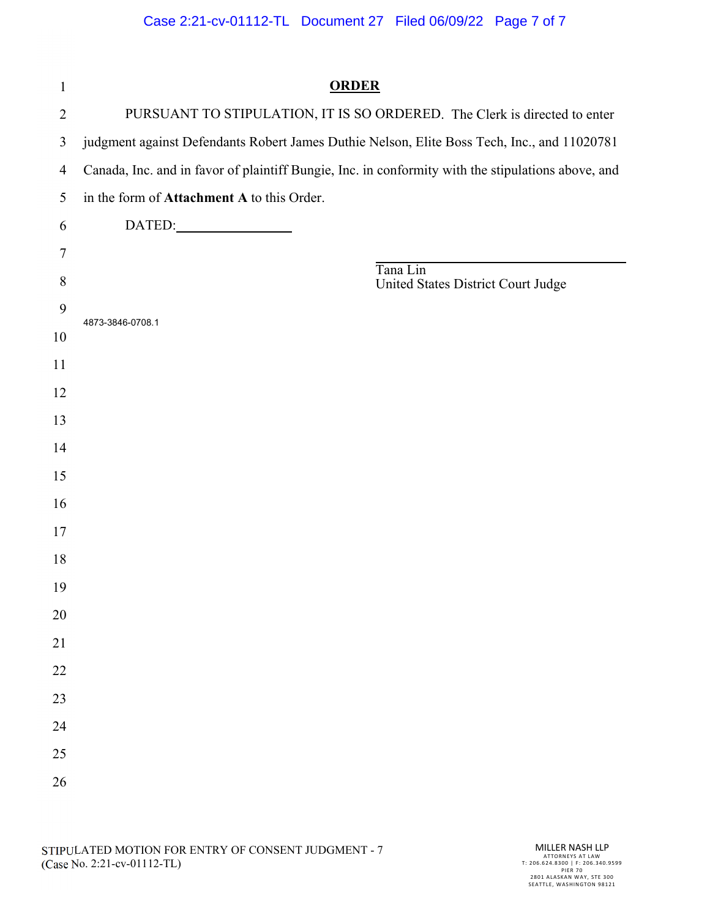# ORDER

PURSUANT TO STIPULATION, IT IS SO ORDERED. The Clerk is directed to enter judgment against Defendants Robert James Duthie Nelson, Elite Boss Tech, Inc., and 11020781 Canada, Inc. and in favor of plaintiff Bungie, Inc. in conformity with the stipulations above, and in the form of **Attachment A** to this Order.

DATED:\_\_\_\_\_\_\_\_\_\_\_\_\_\_\_\_

\_\_\_\_\_\_\_\_\_\_\_\_\_\_\_\_\_\_\_\_\_\_\_\_\_\_\_\_\_\_
Tana Lin
United States District Court Judge

4873-3846-0708.1